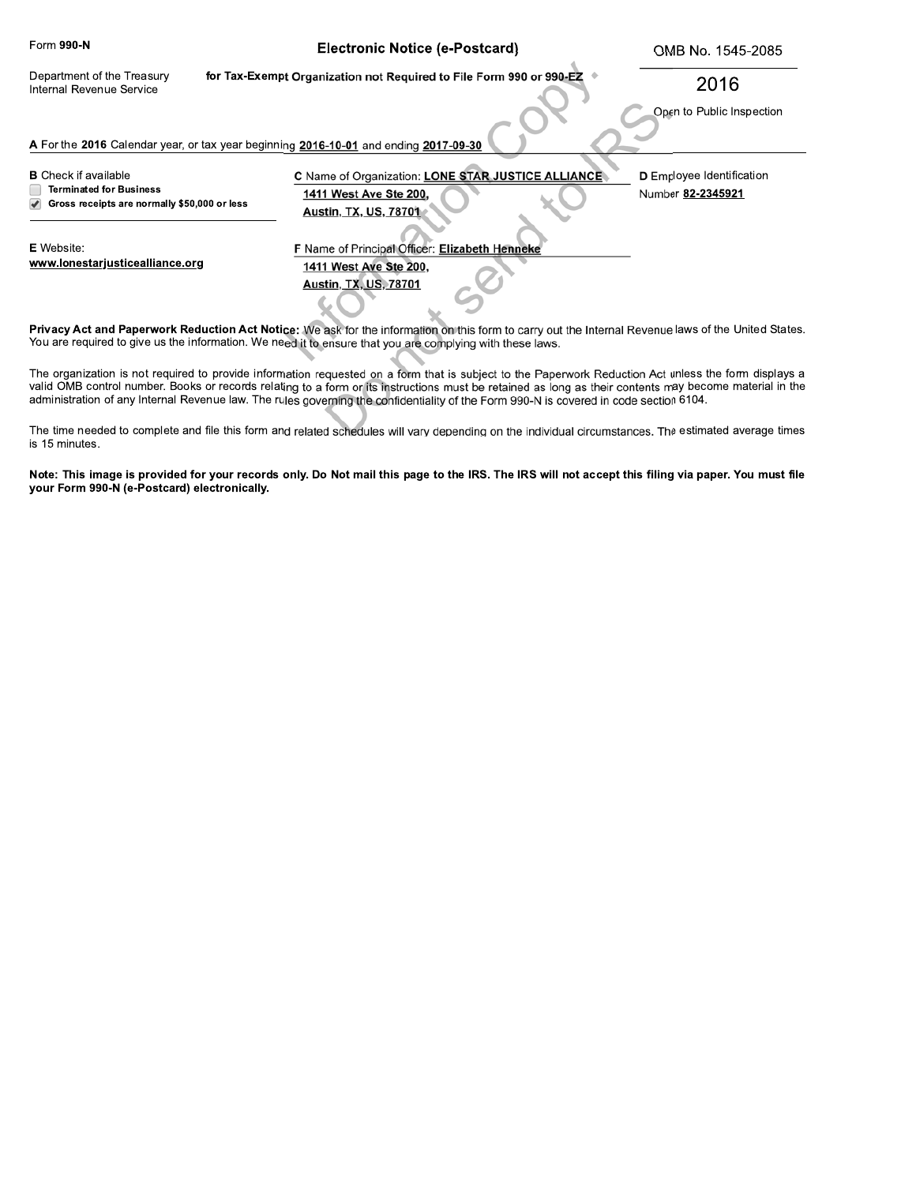Form **990-N**

**Electronic Notice (e-Postcard)**

**for Tax-Exempt Organization not Required to File Form 990 or 990-EZ**

OMB No. 1545-2085

Department of the Treasury
Internal Revenue Service

# 2016

Open to Public Inspection

**A** For the **2016** Calendar year, or tax year beginning **2016-10-01** and ending **2017-09-30**

**B** Check if available

- ☐ **Terminated for Business**
- ☑ **Gross receipts are normally $50,000 or less**

**C** Name of Organization: **LONE STAR JUSTICE ALLIANCE**
**1411 West Ave Ste 200,**
**Austin, TX, US, 78701**

**D** Employee Identification Number **82-2345921**

**E** Website:
**www.lonestarjusticealliance.org**

**F** Name of Principal Officer: **Elizabeth Henneke**
**1411 West Ave Ste 200,**
**Austin, TX, US, 78701**

**Privacy Act and Paperwork Reduction Act Notice:** We ask for the information on this form to carry out the Internal Revenue laws of the United States. You are required to give us the information. We need it to ensure that you are complying with these laws.

The organization is not required to provide information requested on a form that is subject to the Paperwork Reduction Act unless the form displays a valid OMB control number. Books or records relating to a form or its instructions must be retained as long as their contents may become material in the administration of any Internal Revenue law. The rules governing the confidentiality of the Form 990-N is covered in code section 6104.

The time needed to complete and file this form and related schedules will vary depending on the individual circumstances. The estimated average times is 15 minutes.

**Note: This image is provided for your records only. Do Not mail this page to the IRS. The IRS will not accept this filing via paper. You must file your Form 990-N (e-Postcard) electronically.**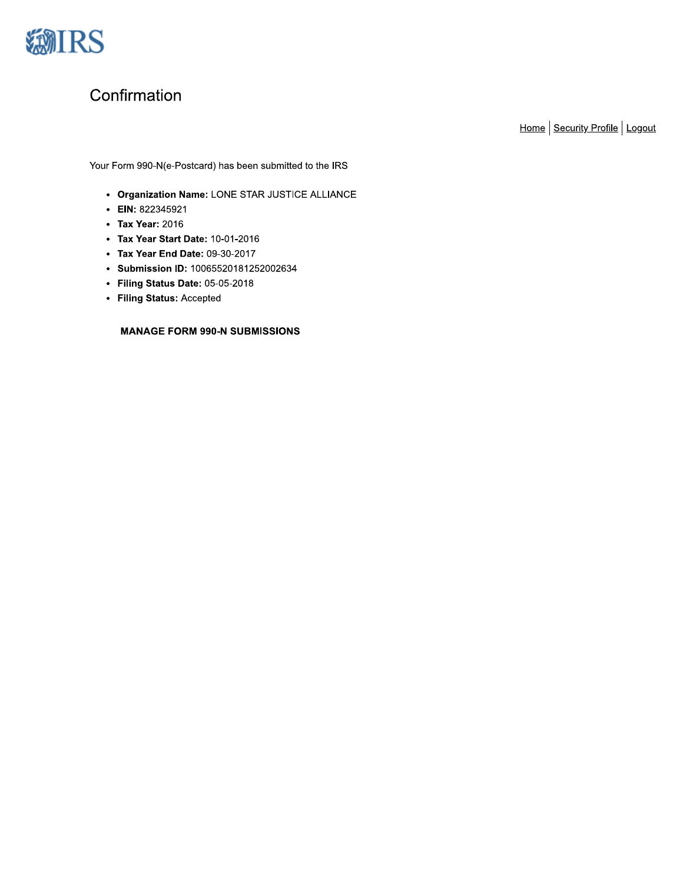IRS

# Confirmation

Home | Security Profile | Logout

Your Form 990-N(e-Postcard) has been submitted to the IRS

- **Organization Name:** LONE STAR JUSTICE ALLIANCE
- **EIN:** 822345921
- **Tax Year:** 2016
- **Tax Year Start Date:** 10-01-2016
- **Tax Year End Date:** 09-30-2017
- **Submission ID:** 10065520181252002634
- **Filing Status Date:** 05-05-2018
- **Filing Status:** Accepted

**MANAGE FORM 990-N SUBMISSIONS**